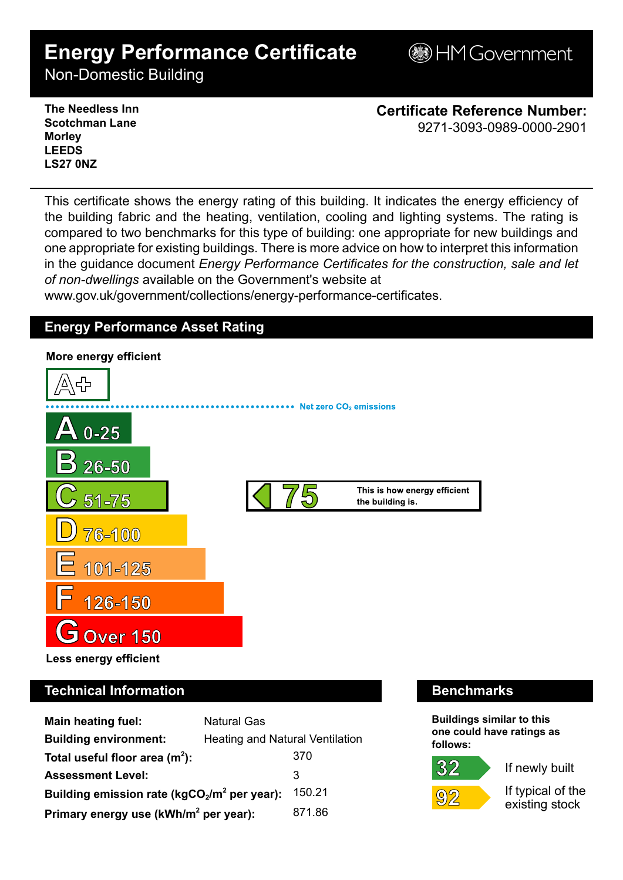# Energy Performance Certificate

Non-Domestic Building

HM Government

**The Needless Inn**
**Scotchman Lane**
**Morley**
**LEEDS**
**LS27 0NZ**

**Certificate Reference Number:**
9271-3093-0989-0000-2901

This certificate shows the energy rating of this building. It indicates the energy efficiency of the building fabric and the heating, ventilation, cooling and lighting systems. The rating is compared to two benchmarks for this type of building: one appropriate for new buildings and one appropriate for existing buildings. There is more advice on how to interpret this information in the guidance document *Energy Performance Certificates for the construction, sale and let of non-dwellings* available on the Government's website at www.gov.uk/government/collections/energy-performance-certificates.

## Energy Performance Asset Rating

**More energy efficient**

- A+
- Net zero $CO_2$ emissions
- A 0-25
- B 26-50
- C 51-75 — **75** This is how energy efficient the building is.
- D 76-100
- E 101-125
- F 126-150
- G Over 150

**Less energy efficient**

## Technical Information

| | |
|---|---|
| **Main heating fuel:** | Natural Gas |
| **Building environment:** | Heating and Natural Ventilation |
| **Total useful floor area ($m^2$):** | 370 |
| **Assessment Level:** | 3 |
| **Building emission rate ($kgCO_2/m^2$ per year):** | 150.21 |
| **Primary energy use ($kWh/m^2$ per year):** | 871.86 |

## Benchmarks

**Buildings similar to this one could have ratings as follows:**

- **32** If newly built
- **92** If typical of the existing stock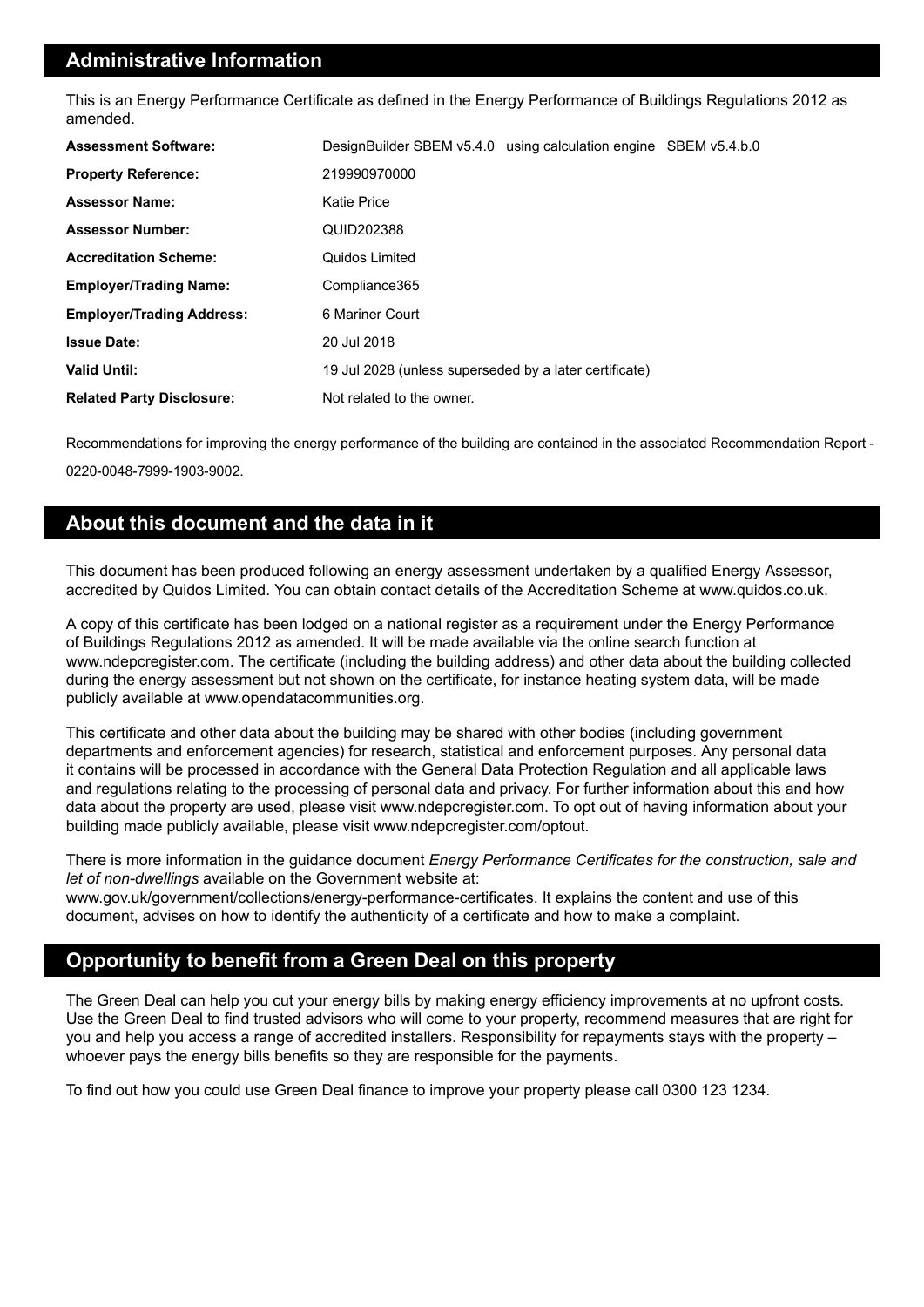## Administrative Information

This is an Energy Performance Certificate as defined in the Energy Performance of Buildings Regulations 2012 as amended.

| | |
|---|---|
| **Assessment Software:** | DesignBuilder SBEM v5.4.0 using calculation engine SBEM v5.4.b.0 |
| **Property Reference:** | 219990970000 |
| **Assessor Name:** | Katie Price |
| **Assessor Number:** | QUID202388 |
| **Accreditation Scheme:** | Quidos Limited |
| **Employer/Trading Name:** | Compliance365 |
| **Employer/Trading Address:** | 6 Mariner Court |
| **Issue Date:** | 20 Jul 2018 |
| **Valid Until:** | 19 Jul 2028 (unless superseded by a later certificate) |
| **Related Party Disclosure:** | Not related to the owner. |

Recommendations for improving the energy performance of the building are contained in the associated Recommendation Report - 0220-0048-7999-1903-9002.

## About this document and the data in it

This document has been produced following an energy assessment undertaken by a qualified Energy Assessor, accredited by Quidos Limited. You can obtain contact details of the Accreditation Scheme at www.quidos.co.uk.

A copy of this certificate has been lodged on a national register as a requirement under the Energy Performance of Buildings Regulations 2012 as amended. It will be made available via the online search function at www.ndepcregister.com. The certificate (including the building address) and other data about the building collected during the energy assessment but not shown on the certificate, for instance heating system data, will be made publicly available at www.opendatacommunities.org.

This certificate and other data about the building may be shared with other bodies (including government departments and enforcement agencies) for research, statistical and enforcement purposes. Any personal data it contains will be processed in accordance with the General Data Protection Regulation and all applicable laws and regulations relating to the processing of personal data and privacy. For further information about this and how data about the property are used, please visit www.ndepcregister.com. To opt out of having information about your building made publicly available, please visit www.ndepcregister.com/optout.

There is more information in the guidance document *Energy Performance Certificates for the construction, sale and let of non-dwellings* available on the Government website at:
www.gov.uk/government/collections/energy-performance-certificates. It explains the content and use of this document, advises on how to identify the authenticity of a certificate and how to make a complaint.

## Opportunity to benefit from a Green Deal on this property

The Green Deal can help you cut your energy bills by making energy efficiency improvements at no upfront costs. Use the Green Deal to find trusted advisors who will come to your property, recommend measures that are right for you and help you access a range of accredited installers. Responsibility for repayments stays with the property – whoever pays the energy bills benefits so they are responsible for the payments.

To find out how you could use Green Deal finance to improve your property please call 0300 123 1234.